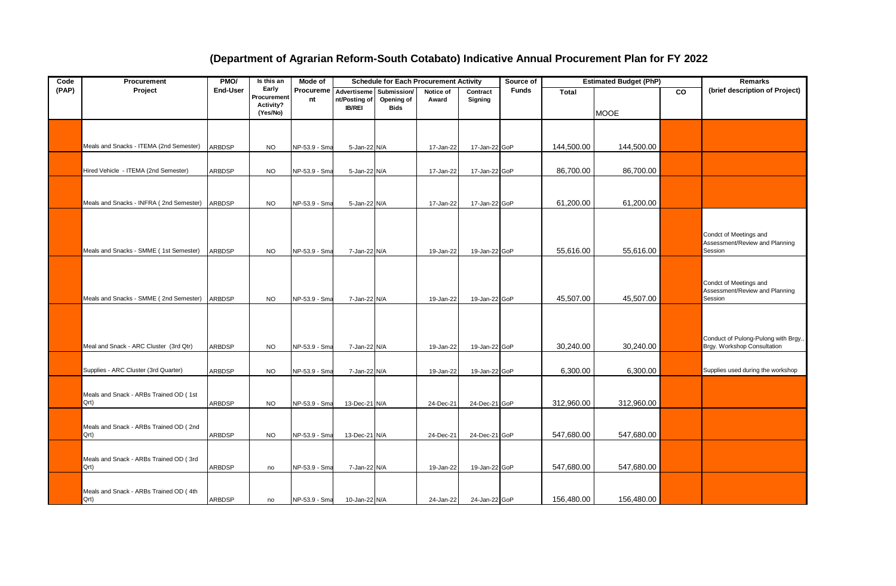# (Department of Agrarian Reform-South Cotabato) Indicative Annual Procurement Plan for FY 2022

| Code (PAP) | Procurement Project | PMO/ End-User | Is this an Early Procurement Activity? (Yes/No) | Mode of Procurement | Schedule for Each Procurement Activity | | | | Source of Funds | Estimated Budget (PhP) | | | Remarks (brief description of Project) |
|---|---|---|---|---|---|---|---|---|---|---|---|---|---|
| | | | | | Advertisement/Posting of IB/REI | Submission/ Opening of Bids | Notice of Award | Contract Signing | | Total | MOOE | CO | |
| | Meals and Snacks - ITEMA (2nd Semester) | ARBDSP | NO | NP-53.9 - Sma | 5-Jan-22 | N/A | 17-Jan-22 | 17-Jan-22 | GoP | 144,500.00 | 144,500.00 | | |
| | Hired Vehicle - ITEMA (2nd Semester) | ARBDSP | NO | NP-53.9 - Sma | 5-Jan-22 | N/A | 17-Jan-22 | 17-Jan-22 | GoP | 86,700.00 | 86,700.00 | | |
| | Meals and Snacks - INFRA ( 2nd Semester) | ARBDSP | NO | NP-53.9 - Sma | 5-Jan-22 | N/A | 17-Jan-22 | 17-Jan-22 | GoP | 61,200.00 | 61,200.00 | | |
| | Meals and Snacks - SMME ( 1st Semester) | ARBDSP | NO | NP-53.9 - Sma | 7-Jan-22 | N/A | 19-Jan-22 | 19-Jan-22 | GoP | 55,616.00 | 55,616.00 | | Condct of Meetings and Assessment/Review and Planning Session |
| | Meals and Snacks - SMME ( 2nd Semester) | ARBDSP | NO | NP-53.9 - Sma | 7-Jan-22 | N/A | 19-Jan-22 | 19-Jan-22 | GoP | 45,507.00 | 45,507.00 | | Condct of Meetings and Assessment/Review and Planning Session |
| | Meal and Snack - ARC Cluster (3rd Qtr) | ARBDSP | NO | NP-53.9 - Sma | 7-Jan-22 | N/A | 19-Jan-22 | 19-Jan-22 | GoP | 30,240.00 | 30,240.00 | | Conduct of Pulong-Pulong with Brgy., Brgy. Workshop Consultation |
| | Supplies - ARC Cluster (3rd Quarter) | ARBDSP | NO | NP-53.9 - Sma | 7-Jan-22 | N/A | 19-Jan-22 | 19-Jan-22 | GoP | 6,300.00 | 6,300.00 | | Supplies used during the workshop |
| | Meals and Snack - ARBs Trained OD ( 1st Qrt) | ARBDSP | NO | NP-53.9 - Sma | 13-Dec-21 | N/A | 24-Dec-21 | 24-Dec-21 | GoP | 312,960.00 | 312,960.00 | | |
| | Meals and Snack - ARBs Trained OD ( 2nd Qrt) | ARBDSP | NO | NP-53.9 - Sma | 13-Dec-21 | N/A | 24-Dec-21 | 24-Dec-21 | GoP | 547,680.00 | 547,680.00 | | |
| | Meals and Snack - ARBs Trained OD ( 3rd Qrt) | ARBDSP | no | NP-53.9 - Sma | 7-Jan-22 | N/A | 19-Jan-22 | 19-Jan-22 | GoP | 547,680.00 | 547,680.00 | | |
| | Meals and Snack - ARBs Trained OD ( 4th Qrt) | ARBDSP | no | NP-53.9 - Sma | 10-Jan-22 | N/A | 24-Jan-22 | 24-Jan-22 | GoP | 156,480.00 | 156,480.00 | | |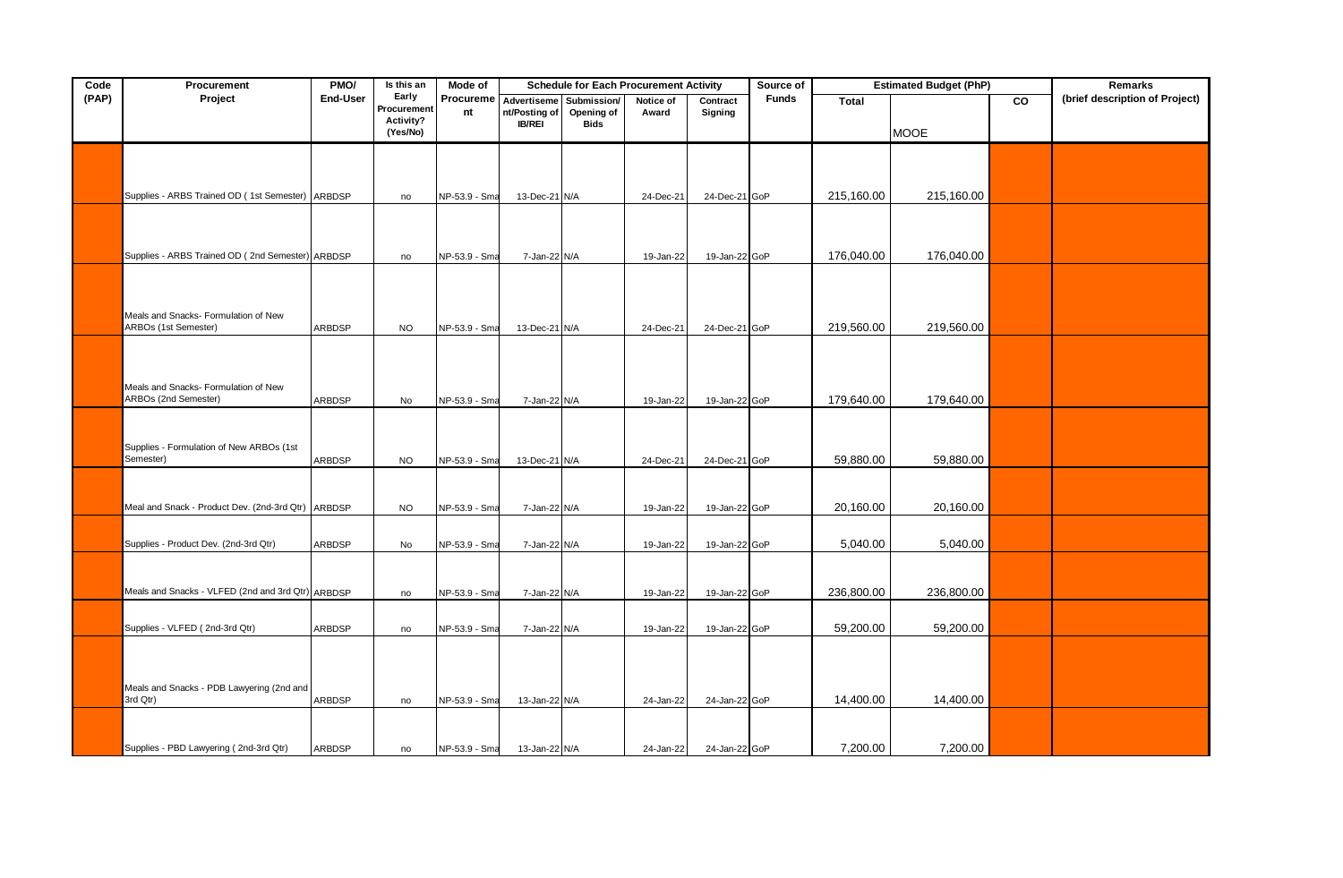| Code (PAP) | Procurement Project | PMO/ End-User | Is this an Early Procurement Activity? (Yes/No) | Mode of Procurement | Schedule for Each Procurement Activity | | | | Source of Funds | Estimated Budget (PhP) | | | Remarks (brief description of Project) |
|---|---|---|---|---|---|---|---|---|---|---|---|---|---|
| | | | | | Advertisement/Posting of IB/REI | Submission/ Opening of Bids | Notice of Award | Contract Signing | | Total | MOOE | CO | |
| | Supplies - ARBS Trained OD ( 1st Semester) | ARBDSP | no | NP-53.9 - Sma | 13-Dec-21 | N/A | 24-Dec-21 | 24-Dec-21 | GoP | 215,160.00 | 215,160.00 | | |
| | Supplies - ARBS Trained OD ( 2nd Semester) | ARBDSP | no | NP-53.9 - Sma | 7-Jan-22 | N/A | 19-Jan-22 | 19-Jan-22 | GoP | 176,040.00 | 176,040.00 | | |
| | Meals and Snacks- Formulation of New ARBOs (1st Semester) | ARBDSP | NO | NP-53.9 - Sma | 13-Dec-21 | N/A | 24-Dec-21 | 24-Dec-21 | GoP | 219,560.00 | 219,560.00 | | |
| | Meals and Snacks- Formulation of New ARBOs (2nd Semester) | ARBDSP | No | NP-53.9 - Sma | 7-Jan-22 | N/A | 19-Jan-22 | 19-Jan-22 | GoP | 179,640.00 | 179,640.00 | | |
| | Supplies - Formulation of New ARBOs (1st Semester) | ARBDSP | NO | NP-53.9 - Sma | 13-Dec-21 | N/A | 24-Dec-21 | 24-Dec-21 | GoP | 59,880.00 | 59,880.00 | | |
| | Meal and Snack - Product Dev. (2nd-3rd Qtr) | ARBDSP | NO | NP-53.9 - Sma | 7-Jan-22 | N/A | 19-Jan-22 | 19-Jan-22 | GoP | 20,160.00 | 20,160.00 | | |
| | Supplies - Product Dev. (2nd-3rd Qtr) | ARBDSP | No | NP-53.9 - Sma | 7-Jan-22 | N/A | 19-Jan-22 | 19-Jan-22 | GoP | 5,040.00 | 5,040.00 | | |
| | Meals and Snacks - VLFED (2nd and 3rd Qtr) | ARBDSP | no | NP-53.9 - Sma | 7-Jan-22 | N/A | 19-Jan-22 | 19-Jan-22 | GoP | 236,800.00 | 236,800.00 | | |
| | Supplies - VLFED ( 2nd-3rd Qtr) | ARBDSP | no | NP-53.9 - Sma | 7-Jan-22 | N/A | 19-Jan-22 | 19-Jan-22 | GoP | 59,200.00 | 59,200.00 | | |
| | Meals and Snacks - PDB Lawyering (2nd and 3rd Qtr) | ARBDSP | no | NP-53.9 - Sma | 13-Jan-22 | N/A | 24-Jan-22 | 24-Jan-22 | GoP | 14,400.00 | 14,400.00 | | |
| | Supplies - PBD Lawyering ( 2nd-3rd Qtr) | ARBDSP | no | NP-53.9 - Sma | 13-Jan-22 | N/A | 24-Jan-22 | 24-Jan-22 | GoP | 7,200.00 | 7,200.00 | | |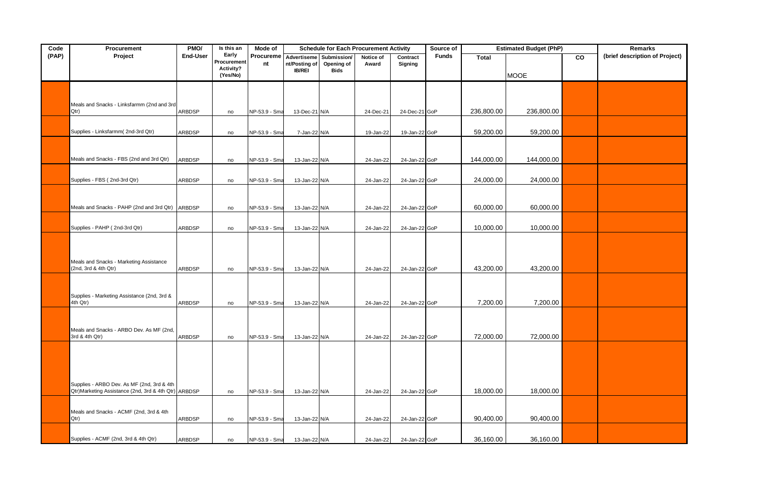| Code (PAP) | Procurement Project | PMO/ End-User | Is this an Early Procurement Activity? (Yes/No) | Mode of Procurement | Schedule for Each Procurement Activity | | | | Source of Funds | Estimated Budget (PhP) | | | Remarks (brief description of Project) |
|---|---|---|---|---|---|---|---|---|---|---|---|---|---|
| | | | | | Advertisement/Posting of IB/REI | Submission/ Opening of Bids | Notice of Award | Contract Signing | | Total | MOOE | CO | |
| | Meals and Snacks - Linksfarmm (2nd and 3rd Qtr) | ARBDSP | no | NP-53.9 - Sma | 13-Dec-21 | N/A | 24-Dec-21 | 24-Dec-21 | GoP | 236,800.00 | 236,800.00 | | |
| | Supplies - Linksfarmm( 2nd-3rd Qtr) | ARBDSP | no | NP-53.9 - Sma | 7-Jan-22 | N/A | 19-Jan-22 | 19-Jan-22 | GoP | 59,200.00 | 59,200.00 | | |
| | Meals and Snacks - FBS (2nd and 3rd Qtr) | ARBDSP | no | NP-53.9 - Sma | 13-Jan-22 | N/A | 24-Jan-22 | 24-Jan-22 | GoP | 144,000.00 | 144,000.00 | | |
| | Supplies - FBS ( 2nd-3rd Qtr) | ARBDSP | no | NP-53.9 - Sma | 13-Jan-22 | N/A | 24-Jan-22 | 24-Jan-22 | GoP | 24,000.00 | 24,000.00 | | |
| | Meals and Snacks - PAHP (2nd and 3rd Qtr) | ARBDSP | no | NP-53.9 - Sma | 13-Jan-22 | N/A | 24-Jan-22 | 24-Jan-22 | GoP | 60,000.00 | 60,000.00 | | |
| | Supplies - PAHP ( 2nd-3rd Qtr) | ARBDSP | no | NP-53.9 - Sma | 13-Jan-22 | N/A | 24-Jan-22 | 24-Jan-22 | GoP | 10,000.00 | 10,000.00 | | |
| | Meals and Snacks - Marketing Assistance (2nd, 3rd & 4th Qtr) | ARBDSP | no | NP-53.9 - Sma | 13-Jan-22 | N/A | 24-Jan-22 | 24-Jan-22 | GoP | 43,200.00 | 43,200.00 | | |
| | Supplies - Marketing Assistance (2nd, 3rd & 4th Qtr) | ARBDSP | no | NP-53.9 - Sma | 13-Jan-22 | N/A | 24-Jan-22 | 24-Jan-22 | GoP | 7,200.00 | 7,200.00 | | |
| | Meals and Snacks - ARBO Dev. As MF (2nd, 3rd & 4th Qtr) | ARBDSP | no | NP-53.9 - Sma | 13-Jan-22 | N/A | 24-Jan-22 | 24-Jan-22 | GoP | 72,000.00 | 72,000.00 | | |
| | Supplies - ARBO Dev. As MF (2nd, 3rd & 4th Qtr)Marketing Assistance (2nd, 3rd & 4th Qtr) | ARBDSP | no | NP-53.9 - Sma | 13-Jan-22 | N/A | 24-Jan-22 | 24-Jan-22 | GoP | 18,000.00 | 18,000.00 | | |
| | Meals and Snacks - ACMF (2nd, 3rd & 4th Qtr) | ARBDSP | no | NP-53.9 - Sma | 13-Jan-22 | N/A | 24-Jan-22 | 24-Jan-22 | GoP | 90,400.00 | 90,400.00 | | |
| | Supplies - ACMF (2nd, 3rd & 4th Qtr) | ARBDSP | no | NP-53.9 - Sma | 13-Jan-22 | N/A | 24-Jan-22 | 24-Jan-22 | GoP | 36,160.00 | 36,160.00 | | |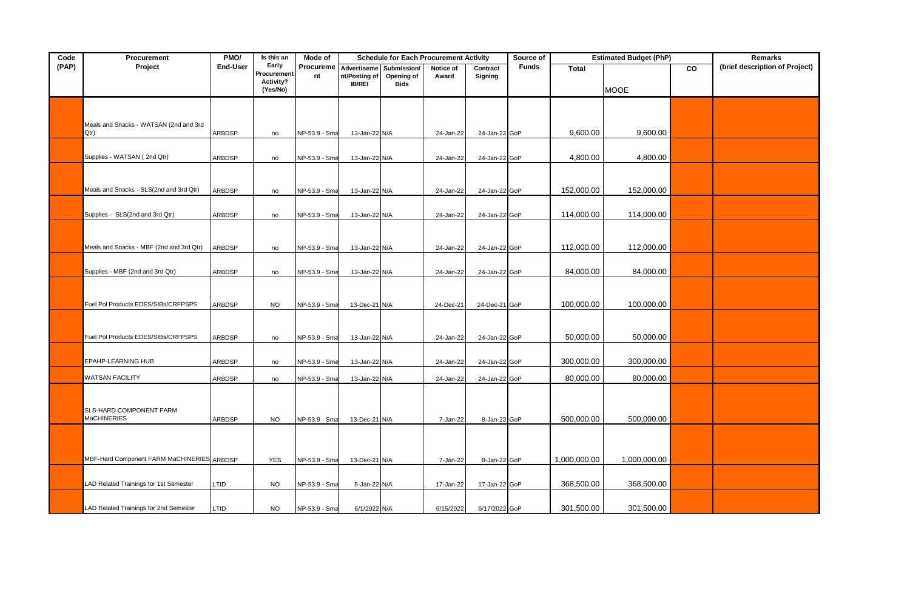| Code (PAP) | Procurement Project | PMO/ End-User | Is this an Early Procurement Activity? (Yes/No) | Mode of Procurement | Schedule for Each Procurement Activity | | | | Source of Funds | Estimated Budget (PhP) | | | Remarks (brief description of Project) |
|---|---|---|---|---|---|---|---|---|---|---|---|---|---|
| | | | | | Advertisement/Posting of IB/REI | Submission/ Opening of Bids | Notice of Award | Contract Signing | | Total | MOOE | CO | |
| | Meals and Snacks - WATSAN (2nd and 3rd Qtr) | ARBDSP | no | NP-53.9 - Sma | 13-Jan-22 | N/A | 24-Jan-22 | 24-Jan-22 | GoP | 9,600.00 | 9,600.00 | | |
| | Supplies - WATSAN ( 2nd Qtr) | ARBDSP | no | NP-53.9 - Sma | 13-Jan-22 | N/A | 24-Jan-22 | 24-Jan-22 | GoP | 4,800.00 | 4,800.00 | | |
| | Meals and Snacks - SLS(2nd and 3rd Qtr) | ARBDSP | no | NP-53.9 - Sma | 13-Jan-22 | N/A | 24-Jan-22 | 24-Jan-22 | GoP | 152,000.00 | 152,000.00 | | |
| | Supplies - SLS(2nd and 3rd Qtr) | ARBDSP | no | NP-53.9 - Sma | 13-Jan-22 | N/A | 24-Jan-22 | 24-Jan-22 | GoP | 114,000.00 | 114,000.00 | | |
| | Meals and Snacks - MBF (2nd and 3rd Qtr) | ARBDSP | no | NP-53.9 - Sma | 13-Jan-22 | N/A | 24-Jan-22 | 24-Jan-22 | GoP | 112,000.00 | 112,000.00 | | |
| | Supplies - MBF (2nd and 3rd Qtr) | ARBDSP | no | NP-53.9 - Sma | 13-Jan-22 | N/A | 24-Jan-22 | 24-Jan-22 | GoP | 84,000.00 | 84,000.00 | | |
| | Fuel Pol Products EDES/SIBs/CRFPSPS | ARBDSP | NO | NP-53.9 - Sma | 13-Dec-21 | N/A | 24-Dec-21 | 24-Dec-21 | GoP | 100,000.00 | 100,000.00 | | |
| | Fuel Pol Products EDES/SIBs/CRFPSPS | ARBDSP | no | NP-53.9 - Sma | 13-Jan-22 | N/A | 24-Jan-22 | 24-Jan-22 | GoP | 50,000.00 | 50,000.00 | | |
| | EPAHP-LEARNING HUB | ARBDSP | no | NP-53.9 - Sma | 13-Jan-22 | N/A | 24-Jan-22 | 24-Jan-22 | GoP | 300,000.00 | 300,000.00 | | |
| | WATSAN FACILITY | ARBDSP | no | NP-53.9 - Sma | 13-Jan-22 | N/A | 24-Jan-22 | 24-Jan-22 | GoP | 80,000.00 | 80,000.00 | | |
| | SLS-HARD COMPONENT FARM MaCHINERIES | ARBDSP | NO | NP-53.9 - Sma | 13-Dec-21 | N/A | 7-Jan-22 | 8-Jan-22 | GoP | 500,000.00 | 500,000.00 | | |
| | MBF-Hard Component FARM MaCHINERIES | ARBDSP | YES | NP-53.9 - Sma | 13-Dec-21 | N/A | 7-Jan-22 | 8-Jan-22 | GoP | 1,000,000.00 | 1,000,000.00 | | |
| | LAD Related Trainings for 1st Semester | LTID | NO | NP-53.9 - Sma | 5-Jan-22 | N/A | 17-Jan-22 | 17-Jan-22 | GoP | 368,500.00 | 368,500.00 | | |
| | LAD Related Trainings for 2nd Semester | LTID | NO | NP-53.9 - Sma | 6/1/2022 | N/A | 6/15/2022 | 6/17/2022 | GoP | 301,500.00 | 301,500.00 | | |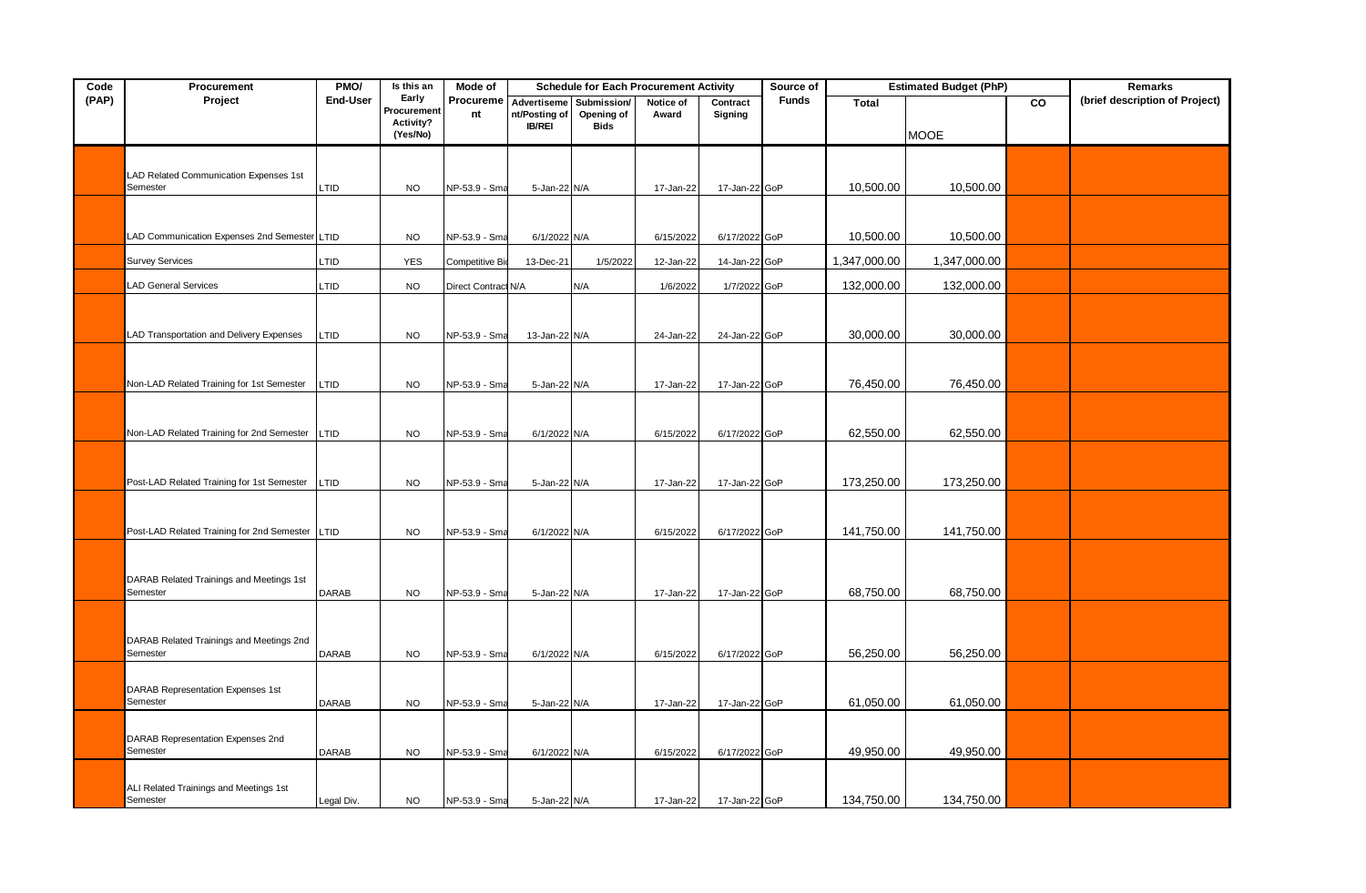| Code (PAP) | Procurement Project | PMO/ End-User | Is this an Early Procurement Activity? (Yes/No) | Mode of Procurement | Schedule for Each Procurement Activity | | | | Source of Funds | Estimated Budget (PhP) | | | Remarks (brief description of Project) |
|---|---|---|---|---|---|---|---|---|---|---|---|---|---|
| | | | | | Advertisement/Posting of IB/REI | Submission/ Opening of Bids | Notice of Award | Contract Signing | | Total | MOOE | CO | |
| | LAD Related Communication Expenses 1st Semester | LTID | NO | NP-53.9 - Sma | 5-Jan-22 | N/A | 17-Jan-22 | 17-Jan-22 | GoP | 10,500.00 | 10,500.00 | | |
| | LAD Communication Expenses 2nd Semester | LTID | NO | NP-53.9 - Sma | 6/1/2022 | N/A | 6/15/2022 | 6/17/2022 | GoP | 10,500.00 | 10,500.00 | | |
| | Survey Services | LTID | YES | Competitive Bid | 13-Dec-21 | 1/5/2022 | 12-Jan-22 | 14-Jan-22 | GoP | 1,347,000.00 | 1,347,000.00 | | |
| | LAD General Services | LTID | NO | Direct Contract | N/A | N/A | 1/6/2022 | 1/7/2022 | GoP | 132,000.00 | 132,000.00 | | |
| | LAD Transportation and Delivery Expenses | LTID | NO | NP-53.9 - Sma | 13-Jan-22 | N/A | 24-Jan-22 | 24-Jan-22 | GoP | 30,000.00 | 30,000.00 | | |
| | Non-LAD Related Training for 1st Semester | LTID | NO | NP-53.9 - Sma | 5-Jan-22 | N/A | 17-Jan-22 | 17-Jan-22 | GoP | 76,450.00 | 76,450.00 | | |
| | Non-LAD Related Training for 2nd Semester | LTID | NO | NP-53.9 - Sma | 6/1/2022 | N/A | 6/15/2022 | 6/17/2022 | GoP | 62,550.00 | 62,550.00 | | |
| | Post-LAD Related Training for 1st Semester | LTID | NO | NP-53.9 - Sma | 5-Jan-22 | N/A | 17-Jan-22 | 17-Jan-22 | GoP | 173,250.00 | 173,250.00 | | |
| | Post-LAD Related Training for 2nd Semester | LTID | NO | NP-53.9 - Sma | 6/1/2022 | N/A | 6/15/2022 | 6/17/2022 | GoP | 141,750.00 | 141,750.00 | | |
| | DARAB Related Trainings and Meetings 1st Semester | DARAB | NO | NP-53.9 - Sma | 5-Jan-22 | N/A | 17-Jan-22 | 17-Jan-22 | GoP | 68,750.00 | 68,750.00 | | |
| | DARAB Related Trainings and Meetings 2nd Semester | DARAB | NO | NP-53.9 - Sma | 6/1/2022 | N/A | 6/15/2022 | 6/17/2022 | GoP | 56,250.00 | 56,250.00 | | |
| | DARAB Representation Expenses 1st Semester | DARAB | NO | NP-53.9 - Sma | 5-Jan-22 | N/A | 17-Jan-22 | 17-Jan-22 | GoP | 61,050.00 | 61,050.00 | | |
| | DARAB Representation Expenses 2nd Semester | DARAB | NO | NP-53.9 - Sma | 6/1/2022 | N/A | 6/15/2022 | 6/17/2022 | GoP | 49,950.00 | 49,950.00 | | |
| | ALI Related Trainings and Meetings 1st Semester | Legal Div. | NO | NP-53.9 - Sma | 5-Jan-22 | N/A | 17-Jan-22 | 17-Jan-22 | GoP | 134,750.00 | 134,750.00 | | |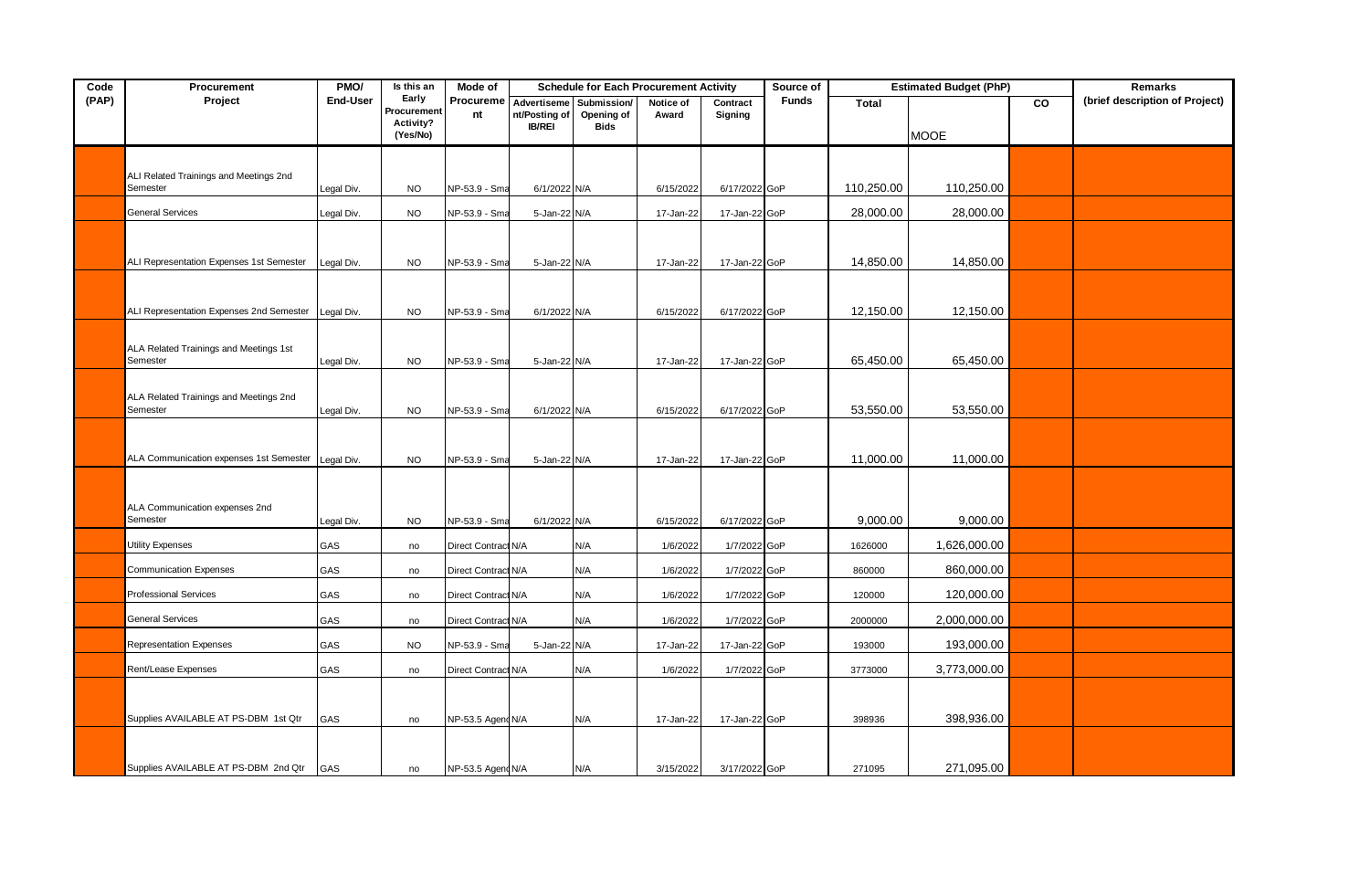| Code (PAP) | Procurement Project | PMO/ End-User | Is this an Early Procurement Activity? (Yes/No) | Mode of Procurement | Schedule for Each Procurement Activity | | | | Source of Funds | Estimated Budget (PhP) | | | Remarks (brief description of Project) |
|---|---|---|---|---|---|---|---|---|---|---|---|---|---|
| | | | | | Advertisement/Posting of IB/REI | Submission/ Opening of Bids | Notice of Award | Contract Signing | | Total | MOOE | CO | |
| | ALI Related Trainings and Meetings 2nd Semester | Legal Div. | NO | NP-53.9 - Sma | 6/1/2022 | N/A | 6/15/2022 | 6/17/2022 | GoP | 110,250.00 | 110,250.00 | | |
| | General Services | Legal Div. | NO | NP-53.9 - Sma | 5-Jan-22 | N/A | 17-Jan-22 | 17-Jan-22 | GoP | 28,000.00 | 28,000.00 | | |
| | ALI Representation Expenses 1st Semester | Legal Div. | NO | NP-53.9 - Sma | 5-Jan-22 | N/A | 17-Jan-22 | 17-Jan-22 | GoP | 14,850.00 | 14,850.00 | | |
| | ALI Representation Expenses 2nd Semester | Legal Div. | NO | NP-53.9 - Sma | 6/1/2022 | N/A | 6/15/2022 | 6/17/2022 | GoP | 12,150.00 | 12,150.00 | | |
| | ALA Related Trainings and Meetings 1st Semester | Legal Div. | NO | NP-53.9 - Sma | 5-Jan-22 | N/A | 17-Jan-22 | 17-Jan-22 | GoP | 65,450.00 | 65,450.00 | | |
| | ALA Related Trainings and Meetings 2nd Semester | Legal Div. | NO | NP-53.9 - Sma | 6/1/2022 | N/A | 6/15/2022 | 6/17/2022 | GoP | 53,550.00 | 53,550.00 | | |
| | ALA Communication expenses 1st Semester | Legal Div. | NO | NP-53.9 - Sma | 5-Jan-22 | N/A | 17-Jan-22 | 17-Jan-22 | GoP | 11,000.00 | 11,000.00 | | |
| | ALA Communication expenses 2nd Semester | Legal Div. | NO | NP-53.9 - Sma | 6/1/2022 | N/A | 6/15/2022 | 6/17/2022 | GoP | 9,000.00 | 9,000.00 | | |
| | Utility Expenses | GAS | no | Direct Contract | N/A | N/A | 1/6/2022 | 1/7/2022 | GoP | 1626000 | 1,626,000.00 | | |
| | Communication Expenses | GAS | no | Direct Contract | N/A | N/A | 1/6/2022 | 1/7/2022 | GoP | 860000 | 860,000.00 | | |
| | Professional Services | GAS | no | Direct Contract | N/A | N/A | 1/6/2022 | 1/7/2022 | GoP | 120000 | 120,000.00 | | |
| | General Services | GAS | no | Direct Contract | N/A | N/A | 1/6/2022 | 1/7/2022 | GoP | 2000000 | 2,000,000.00 | | |
| | Representation Expenses | GAS | NO | NP-53.9 - Sma | 5-Jan-22 | N/A | 17-Jan-22 | 17-Jan-22 | GoP | 193000 | 193,000.00 | | |
| | Rent/Lease Expenses | GAS | no | Direct Contract | N/A | N/A | 1/6/2022 | 1/7/2022 | GoP | 3773000 | 3,773,000.00 | | |
| | Supplies AVAILABLE AT PS-DBM 1st Qtr | GAS | no | NP-53.5 Agenc | N/A | N/A | 17-Jan-22 | 17-Jan-22 | GoP | 398936 | 398,936.00 | | |
| | Supplies AVAILABLE AT PS-DBM 2nd Qtr | GAS | no | NP-53.5 Agenc | N/A | N/A | 3/15/2022 | 3/17/2022 | GoP | 271095 | 271,095.00 | | |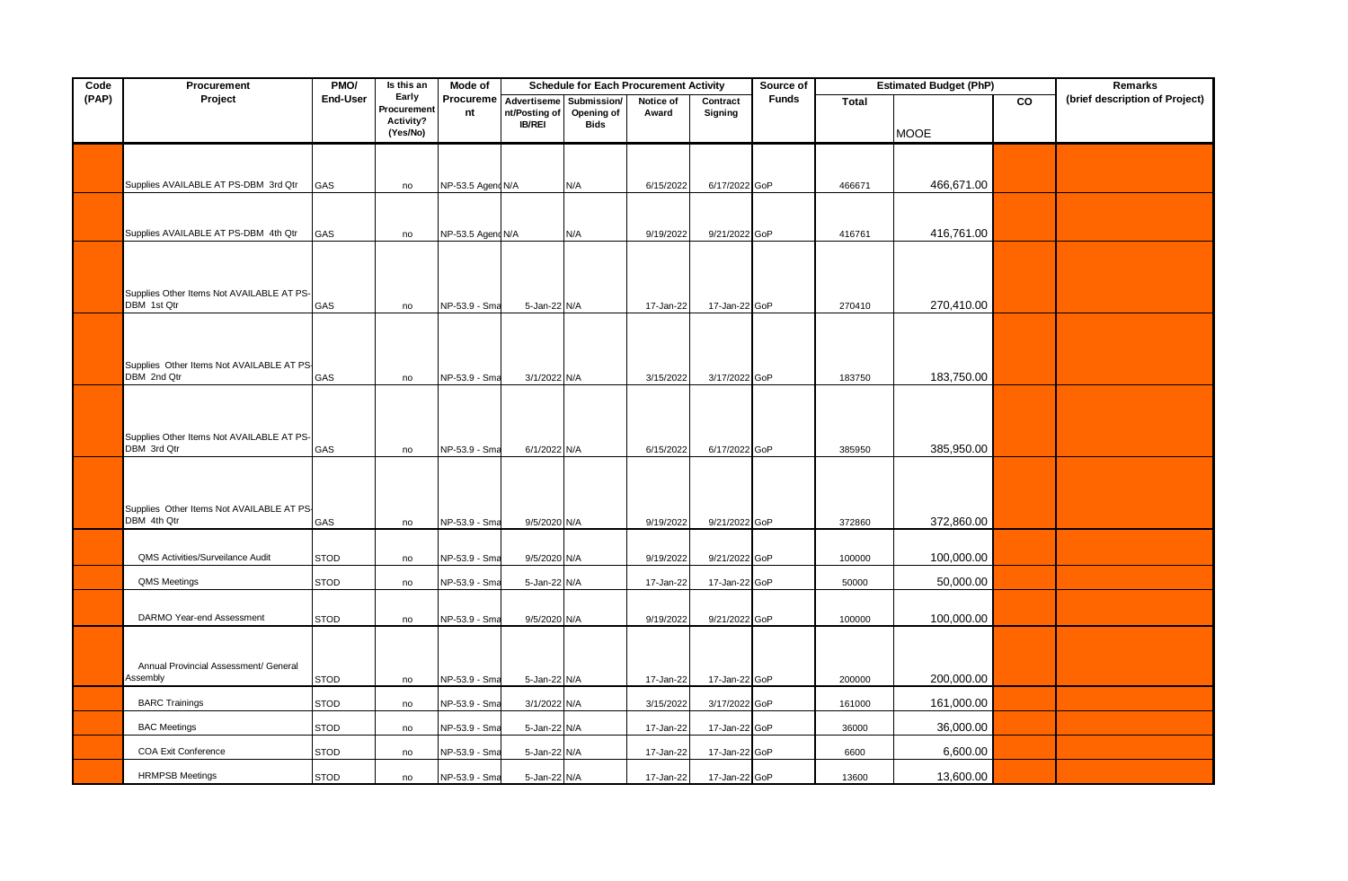| Code (PAP) | Procurement Project | PMO/ End-User | Is this an Early Procurement Activity? (Yes/No) | Mode of Procurement | Schedule for Each Procurement Activity | | | | Source of Funds | Estimated Budget (PhP) | | | Remarks (brief description of Project) |
|---|---|---|---|---|---|---|---|---|---|---|---|---|---|
| | | | | | Advertisement/Posting of IB/REI | Submission/ Opening of Bids | Notice of Award | Contract Signing | | Total | MOOE | CO | |
| | Supplies AVAILABLE AT PS-DBM 3rd Qtr | GAS | no | NP-53.5 Agenc | N/A | N/A | 6/15/2022 | 6/17/2022 | GoP | 466671 | 466,671.00 | | |
| | Supplies AVAILABLE AT PS-DBM 4th Qtr | GAS | no | NP-53.5 Agenc | N/A | N/A | 9/19/2022 | 9/21/2022 | GoP | 416761 | 416,761.00 | | |
| | Supplies Other Items Not AVAILABLE AT PS-DBM 1st Qtr | GAS | no | NP-53.9 - Sma | 5-Jan-22 | N/A | 17-Jan-22 | 17-Jan-22 | GoP | 270410 | 270,410.00 | | |
| | Supplies Other Items Not AVAILABLE AT PS-DBM 2nd Qtr | GAS | no | NP-53.9 - Sma | 3/1/2022 | N/A | 3/15/2022 | 3/17/2022 | GoP | 183750 | 183,750.00 | | |
| | Supplies Other Items Not AVAILABLE AT PS-DBM 3rd Qtr | GAS | no | NP-53.9 - Sma | 6/1/2022 | N/A | 6/15/2022 | 6/17/2022 | GoP | 385950 | 385,950.00 | | |
| | Supplies Other Items Not AVAILABLE AT PS-DBM 4th Qtr | GAS | no | NP-53.9 - Sma | 9/5/2020 | N/A | 9/19/2022 | 9/21/2022 | GoP | 372860 | 372,860.00 | | |
| | QMS Activities/Surveilance Audit | STOD | no | NP-53.9 - Sma | 9/5/2020 | N/A | 9/19/2022 | 9/21/2022 | GoP | 100000 | 100,000.00 | | |
| | QMS Meetings | STOD | no | NP-53.9 - Sma | 5-Jan-22 | N/A | 17-Jan-22 | 17-Jan-22 | GoP | 50000 | 50,000.00 | | |
| | DARMO Year-end Assessment | STOD | no | NP-53.9 - Sma | 9/5/2020 | N/A | 9/19/2022 | 9/21/2022 | GoP | 100000 | 100,000.00 | | |
| | Annual Provincial Assessment/ General Assembly | STOD | no | NP-53.9 - Sma | 5-Jan-22 | N/A | 17-Jan-22 | 17-Jan-22 | GoP | 200000 | 200,000.00 | | |
| | BARC Trainings | STOD | no | NP-53.9 - Sma | 3/1/2022 | N/A | 3/15/2022 | 3/17/2022 | GoP | 161000 | 161,000.00 | | |
| | BAC Meetings | STOD | no | NP-53.9 - Sma | 5-Jan-22 | N/A | 17-Jan-22 | 17-Jan-22 | GoP | 36000 | 36,000.00 | | |
| | COA Exit Conference | STOD | no | NP-53.9 - Sma | 5-Jan-22 | N/A | 17-Jan-22 | 17-Jan-22 | GoP | 6600 | 6,600.00 | | |
| | HRMPSB Meetings | STOD | no | NP-53.9 - Sma | 5-Jan-22 | N/A | 17-Jan-22 | 17-Jan-22 | GoP | 13600 | 13,600.00 | | |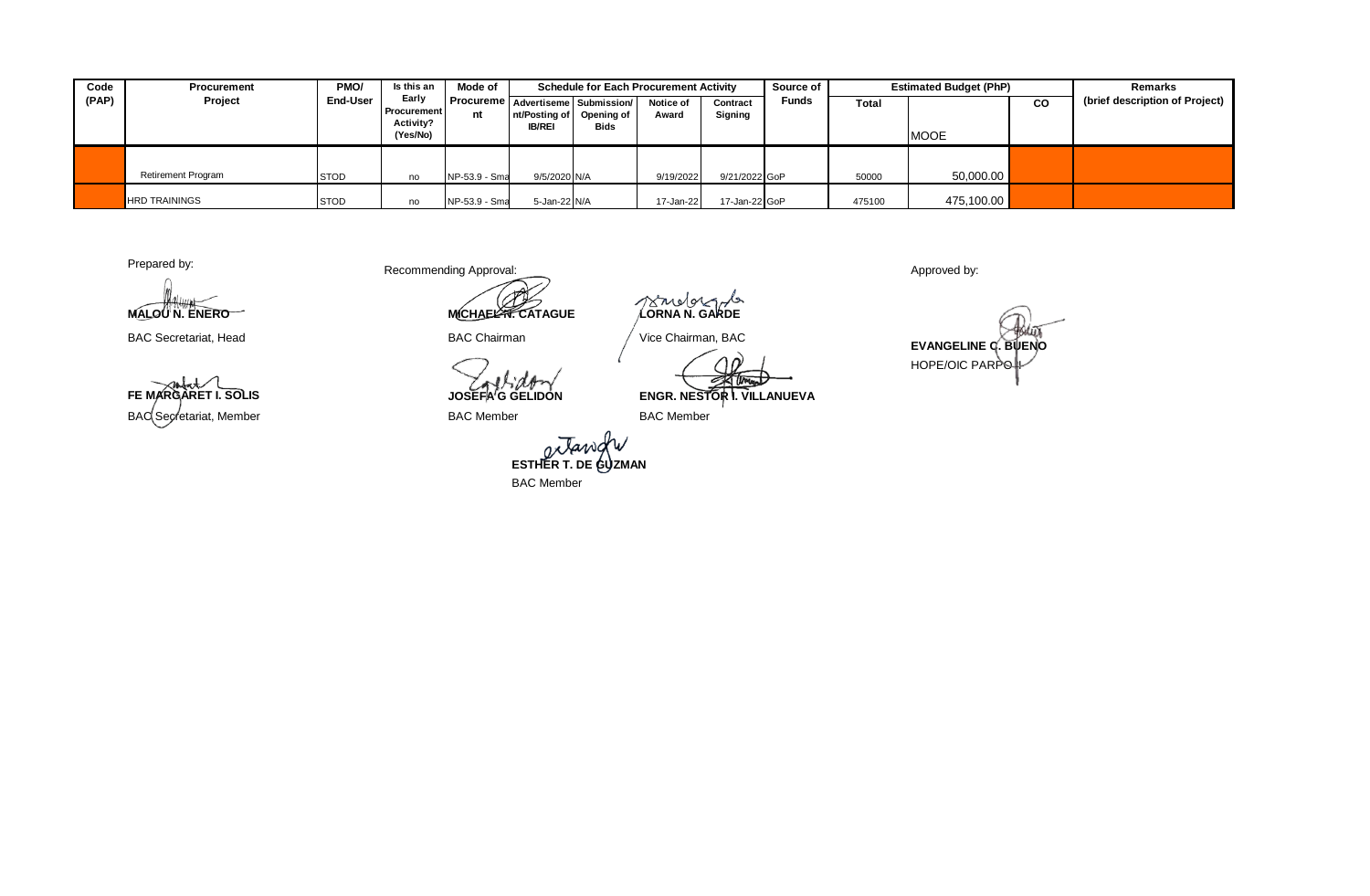| Code (PAP) | Procurement Project | PMO/ End-User | Is this an Early Procurement Activity? (Yes/No) | Mode of Procurement | Schedule for Each Procurement Activity | | | | Source of Funds | Estimated Budget (PhP) | | | Remarks (brief description of Project) |
|---|---|---|---|---|---|---|---|---|---|---|---|---|---|
| | | | | | Advertisement/Posting of IB/REI | Submission/ Opening of Bids | Notice of Award | Contract Signing | | Total | MOOE | CO | |
| | Retirement Program | STOD | no | NP-53.9 - Sma | 9/5/2020 | N/A | 9/19/2022 | 9/21/2022 | GoP | 50000 | 50,000.00 | | |
| | HRD TRAININGS | STOD | no | NP-53.9 - Sma | 5-Jan-22 | N/A | 17-Jan-22 | 17-Jan-22 | GoP | 475100 | 475,100.00 | | |

Prepared by:

**MALOU N. ENERO**
BAC Secretariat, Head

**FE MARGARET I. SOLIS**
BAC Secretariat, Member

Recommending Approval:

**MICHAEL N. CATAGUE**
BAC Chairman

**LORNA N. GARDE**
Vice Chairman, BAC

**JOSEFA G GELIDON**
BAC Member

**ENGR. NESTOR I. VILLANUEVA**
BAC Member

**ESTHER T. DE GUZMAN**
BAC Member

Approved by:

**EVANGELINE C. BUENO**
HOPE/OIC PARPO I